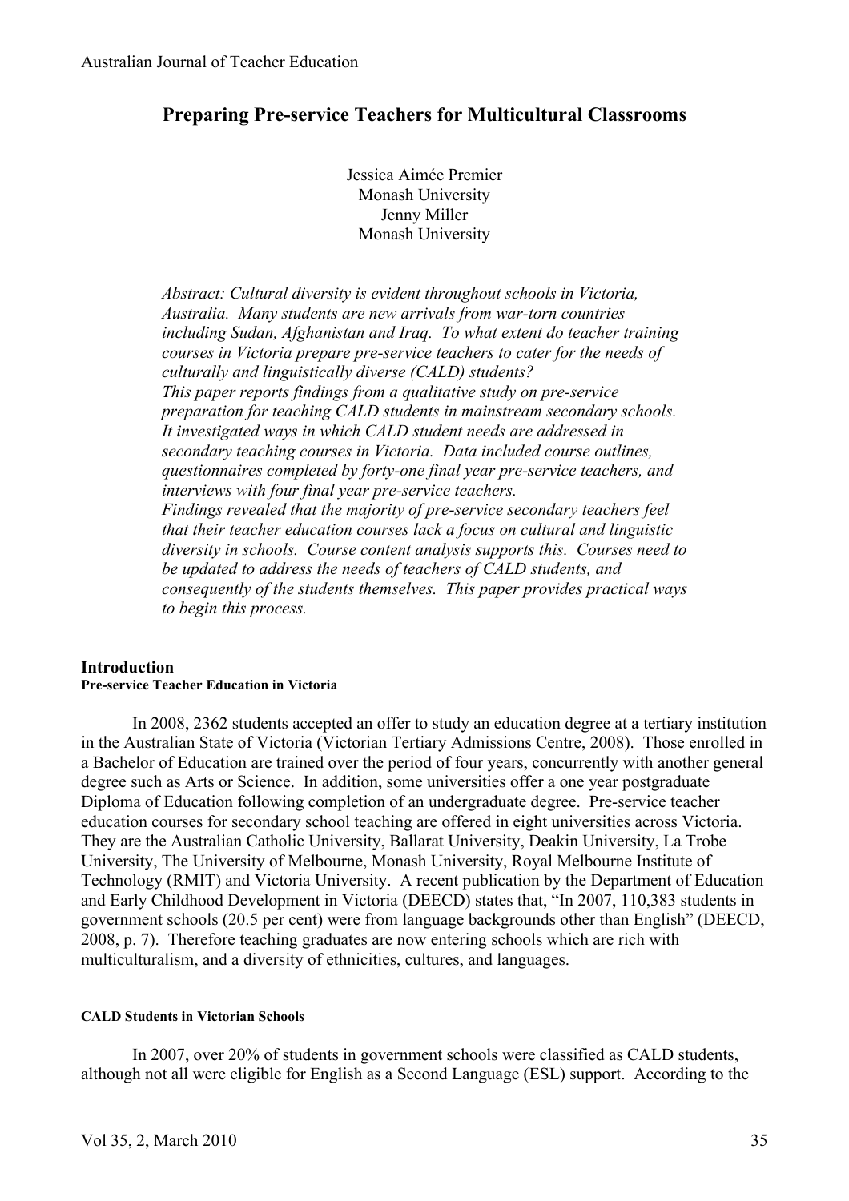# Preparing Pre-service Teachers for Multicultural Classrooms

Jessica Aimée Premier
Monash University
Jenny Miller
Monash University

*Abstract: Cultural diversity is evident throughout schools in Victoria, Australia. Many students are new arrivals from war-torn countries including Sudan, Afghanistan and Iraq. To what extent do teacher training courses in Victoria prepare pre-service teachers to cater for the needs of culturally and linguistically diverse (CALD) students?*
*This paper reports findings from a qualitative study on pre-service preparation for teaching CALD students in mainstream secondary schools. It investigated ways in which CALD student needs are addressed in secondary teaching courses in Victoria. Data included course outlines, questionnaires completed by forty-one final year pre-service teachers, and interviews with four final year pre-service teachers.*
*Findings revealed that the majority of pre-service secondary teachers feel that their teacher education courses lack a focus on cultural and linguistic diversity in schools. Course content analysis supports this. Courses need to be updated to address the needs of teachers of CALD students, and consequently of the students themselves. This paper provides practical ways to begin this process.*

## Introduction

### Pre-service Teacher Education in Victoria

In 2008, 2362 students accepted an offer to study an education degree at a tertiary institution in the Australian State of Victoria (Victorian Tertiary Admissions Centre, 2008). Those enrolled in a Bachelor of Education are trained over the period of four years, concurrently with another general degree such as Arts or Science. In addition, some universities offer a one year postgraduate Diploma of Education following completion of an undergraduate degree. Pre-service teacher education courses for secondary school teaching are offered in eight universities across Victoria. They are the Australian Catholic University, Ballarat University, Deakin University, La Trobe University, The University of Melbourne, Monash University, Royal Melbourne Institute of Technology (RMIT) and Victoria University. A recent publication by the Department of Education and Early Childhood Development in Victoria (DEECD) states that, "In 2007, 110,383 students in government schools (20.5 per cent) were from language backgrounds other than English" (DEECD, 2008, p. 7). Therefore teaching graduates are now entering schools which are rich with multiculturalism, and a diversity of ethnicities, cultures, and languages.

### CALD Students in Victorian Schools

In 2007, over 20% of students in government schools were classified as CALD students, although not all were eligible for English as a Second Language (ESL) support. According to the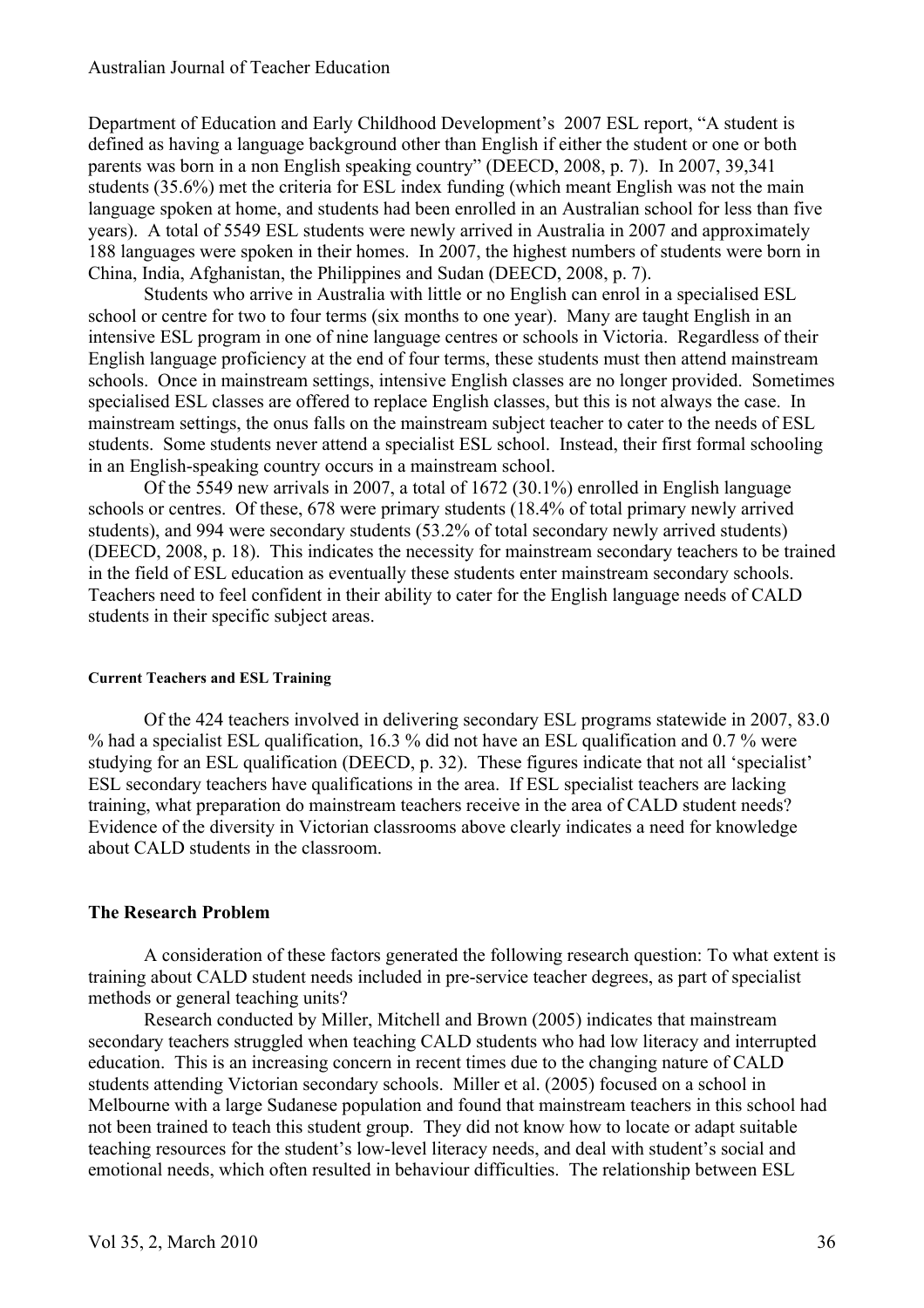Department of Education and Early Childhood Development's 2007 ESL report, "A student is defined as having a language background other than English if either the student or one or both parents was born in a non English speaking country" (DEECD, 2008, p. 7). In 2007, 39,341 students (35.6%) met the criteria for ESL index funding (which meant English was not the main language spoken at home, and students had been enrolled in an Australian school for less than five years). A total of 5549 ESL students were newly arrived in Australia in 2007 and approximately 188 languages were spoken in their homes. In 2007, the highest numbers of students were born in China, India, Afghanistan, the Philippines and Sudan (DEECD, 2008, p. 7).

Students who arrive in Australia with little or no English can enrol in a specialised ESL school or centre for two to four terms (six months to one year). Many are taught English in an intensive ESL program in one of nine language centres or schools in Victoria. Regardless of their English language proficiency at the end of four terms, these students must then attend mainstream schools. Once in mainstream settings, intensive English classes are no longer provided. Sometimes specialised ESL classes are offered to replace English classes, but this is not always the case. In mainstream settings, the onus falls on the mainstream subject teacher to cater to the needs of ESL students. Some students never attend a specialist ESL school. Instead, their first formal schooling in an English-speaking country occurs in a mainstream school.

Of the 5549 new arrivals in 2007, a total of 1672 (30.1%) enrolled in English language schools or centres. Of these, 678 were primary students (18.4% of total primary newly arrived students), and 994 were secondary students (53.2% of total secondary newly arrived students) (DEECD, 2008, p. 18). This indicates the necessity for mainstream secondary teachers to be trained in the field of ESL education as eventually these students enter mainstream secondary schools. Teachers need to feel confident in their ability to cater for the English language needs of CALD students in their specific subject areas.

#### Current Teachers and ESL Training

Of the 424 teachers involved in delivering secondary ESL programs statewide in 2007, 83.0 % had a specialist ESL qualification, 16.3 % did not have an ESL qualification and 0.7 % were studying for an ESL qualification (DEECD, p. 32). These figures indicate that not all 'specialist' ESL secondary teachers have qualifications in the area. If ESL specialist teachers are lacking training, what preparation do mainstream teachers receive in the area of CALD student needs? Evidence of the diversity in Victorian classrooms above clearly indicates a need for knowledge about CALD students in the classroom.

## The Research Problem

A consideration of these factors generated the following research question: To what extent is training about CALD student needs included in pre-service teacher degrees, as part of specialist methods or general teaching units?

Research conducted by Miller, Mitchell and Brown (2005) indicates that mainstream secondary teachers struggled when teaching CALD students who had low literacy and interrupted education. This is an increasing concern in recent times due to the changing nature of CALD students attending Victorian secondary schools. Miller et al. (2005) focused on a school in Melbourne with a large Sudanese population and found that mainstream teachers in this school had not been trained to teach this student group. They did not know how to locate or adapt suitable teaching resources for the student's low-level literacy needs, and deal with student's social and emotional needs, which often resulted in behaviour difficulties. The relationship between ESL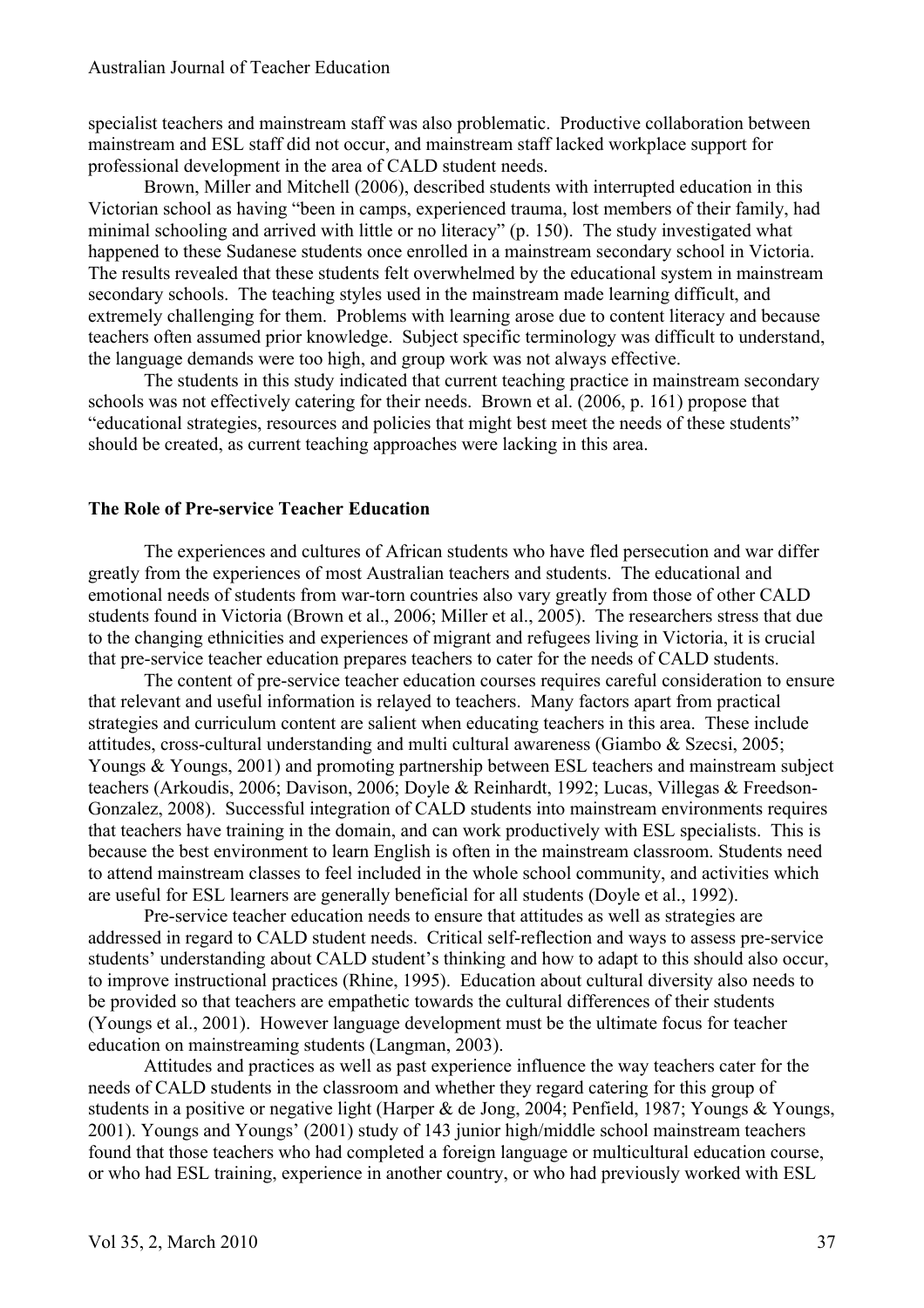specialist teachers and mainstream staff was also problematic. Productive collaboration between mainstream and ESL staff did not occur, and mainstream staff lacked workplace support for professional development in the area of CALD student needs.

Brown, Miller and Mitchell (2006), described students with interrupted education in this Victorian school as having "been in camps, experienced trauma, lost members of their family, had minimal schooling and arrived with little or no literacy" (p. 150). The study investigated what happened to these Sudanese students once enrolled in a mainstream secondary school in Victoria. The results revealed that these students felt overwhelmed by the educational system in mainstream secondary schools. The teaching styles used in the mainstream made learning difficult, and extremely challenging for them. Problems with learning arose due to content literacy and because teachers often assumed prior knowledge. Subject specific terminology was difficult to understand, the language demands were too high, and group work was not always effective.

The students in this study indicated that current teaching practice in mainstream secondary schools was not effectively catering for their needs. Brown et al. (2006, p. 161) propose that "educational strategies, resources and policies that might best meet the needs of these students" should be created, as current teaching approaches were lacking in this area.

## The Role of Pre-service Teacher Education

The experiences and cultures of African students who have fled persecution and war differ greatly from the experiences of most Australian teachers and students. The educational and emotional needs of students from war-torn countries also vary greatly from those of other CALD students found in Victoria (Brown et al., 2006; Miller et al., 2005). The researchers stress that due to the changing ethnicities and experiences of migrant and refugees living in Victoria, it is crucial that pre-service teacher education prepares teachers to cater for the needs of CALD students.

The content of pre-service teacher education courses requires careful consideration to ensure that relevant and useful information is relayed to teachers. Many factors apart from practical strategies and curriculum content are salient when educating teachers in this area. These include attitudes, cross-cultural understanding and multi cultural awareness (Giambo & Szecsi, 2005; Youngs & Youngs, 2001) and promoting partnership between ESL teachers and mainstream subject teachers (Arkoudis, 2006; Davison, 2006; Doyle & Reinhardt, 1992; Lucas, Villegas & Freedson-Gonzalez, 2008). Successful integration of CALD students into mainstream environments requires that teachers have training in the domain, and can work productively with ESL specialists. This is because the best environment to learn English is often in the mainstream classroom. Students need to attend mainstream classes to feel included in the whole school community, and activities which are useful for ESL learners are generally beneficial for all students (Doyle et al., 1992).

Pre-service teacher education needs to ensure that attitudes as well as strategies are addressed in regard to CALD student needs. Critical self-reflection and ways to assess pre-service students' understanding about CALD student's thinking and how to adapt to this should also occur, to improve instructional practices (Rhine, 1995). Education about cultural diversity also needs to be provided so that teachers are empathetic towards the cultural differences of their students (Youngs et al., 2001). However language development must be the ultimate focus for teacher education on mainstreaming students (Langman, 2003).

Attitudes and practices as well as past experience influence the way teachers cater for the needs of CALD students in the classroom and whether they regard catering for this group of students in a positive or negative light (Harper & de Jong, 2004; Penfield, 1987; Youngs & Youngs, 2001). Youngs and Youngs' (2001) study of 143 junior high/middle school mainstream teachers found that those teachers who had completed a foreign language or multicultural education course, or who had ESL training, experience in another country, or who had previously worked with ESL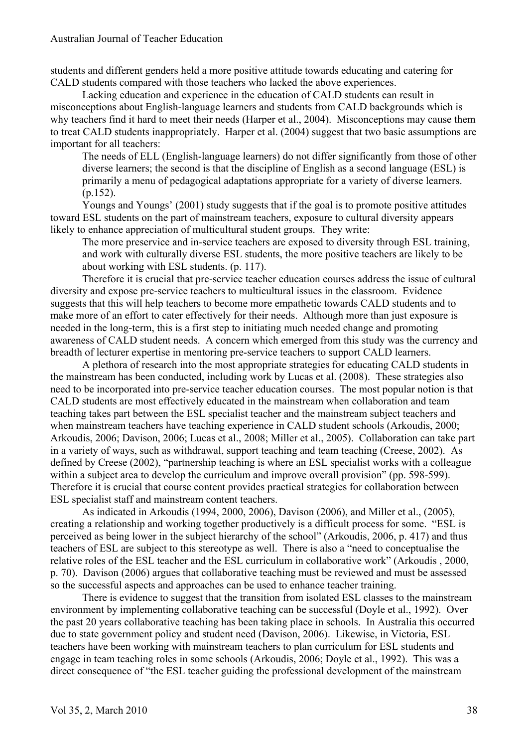students and different genders held a more positive attitude towards educating and catering for CALD students compared with those teachers who lacked the above experiences.

Lacking education and experience in the education of CALD students can result in misconceptions about English-language learners and students from CALD backgrounds which is why teachers find it hard to meet their needs (Harper et al., 2004). Misconceptions may cause them to treat CALD students inappropriately. Harper et al. (2004) suggest that two basic assumptions are important for all teachers:

> The needs of ELL (English-language learners) do not differ significantly from those of other diverse learners; the second is that the discipline of English as a second language (ESL) is primarily a menu of pedagogical adaptations appropriate for a variety of diverse learners. (p.152).

Youngs and Youngs' (2001) study suggests that if the goal is to promote positive attitudes toward ESL students on the part of mainstream teachers, exposure to cultural diversity appears likely to enhance appreciation of multicultural student groups. They write:

> The more preservice and in-service teachers are exposed to diversity through ESL training, and work with culturally diverse ESL students, the more positive teachers are likely to be about working with ESL students. (p. 117).

Therefore it is crucial that pre-service teacher education courses address the issue of cultural diversity and expose pre-service teachers to multicultural issues in the classroom. Evidence suggests that this will help teachers to become more empathetic towards CALD students and to make more of an effort to cater effectively for their needs. Although more than just exposure is needed in the long-term, this is a first step to initiating much needed change and promoting awareness of CALD student needs. A concern which emerged from this study was the currency and breadth of lecturer expertise in mentoring pre-service teachers to support CALD learners.

A plethora of research into the most appropriate strategies for educating CALD students in the mainstream has been conducted, including work by Lucas et al. (2008). These strategies also need to be incorporated into pre-service teacher education courses. The most popular notion is that CALD students are most effectively educated in the mainstream when collaboration and team teaching takes part between the ESL specialist teacher and the mainstream subject teachers and when mainstream teachers have teaching experience in CALD student schools (Arkoudis, 2000; Arkoudis, 2006; Davison, 2006; Lucas et al., 2008; Miller et al., 2005). Collaboration can take part in a variety of ways, such as withdrawal, support teaching and team teaching (Creese, 2002). As defined by Creese (2002), "partnership teaching is where an ESL specialist works with a colleague within a subject area to develop the curriculum and improve overall provision" (pp. 598-599). Therefore it is crucial that course content provides practical strategies for collaboration between ESL specialist staff and mainstream content teachers.

As indicated in Arkoudis (1994, 2000, 2006), Davison (2006), and Miller et al., (2005), creating a relationship and working together productively is a difficult process for some. "ESL is perceived as being lower in the subject hierarchy of the school" (Arkoudis, 2006, p. 417) and thus teachers of ESL are subject to this stereotype as well. There is also a "need to conceptualise the relative roles of the ESL teacher and the ESL curriculum in collaborative work" (Arkoudis , 2000, p. 70). Davison (2006) argues that collaborative teaching must be reviewed and must be assessed so the successful aspects and approaches can be used to enhance teacher training.

There is evidence to suggest that the transition from isolated ESL classes to the mainstream environment by implementing collaborative teaching can be successful (Doyle et al., 1992). Over the past 20 years collaborative teaching has been taking place in schools. In Australia this occurred due to state government policy and student need (Davison, 2006). Likewise, in Victoria, ESL teachers have been working with mainstream teachers to plan curriculum for ESL students and engage in team teaching roles in some schools (Arkoudis, 2006; Doyle et al., 1992). This was a direct consequence of "the ESL teacher guiding the professional development of the mainstream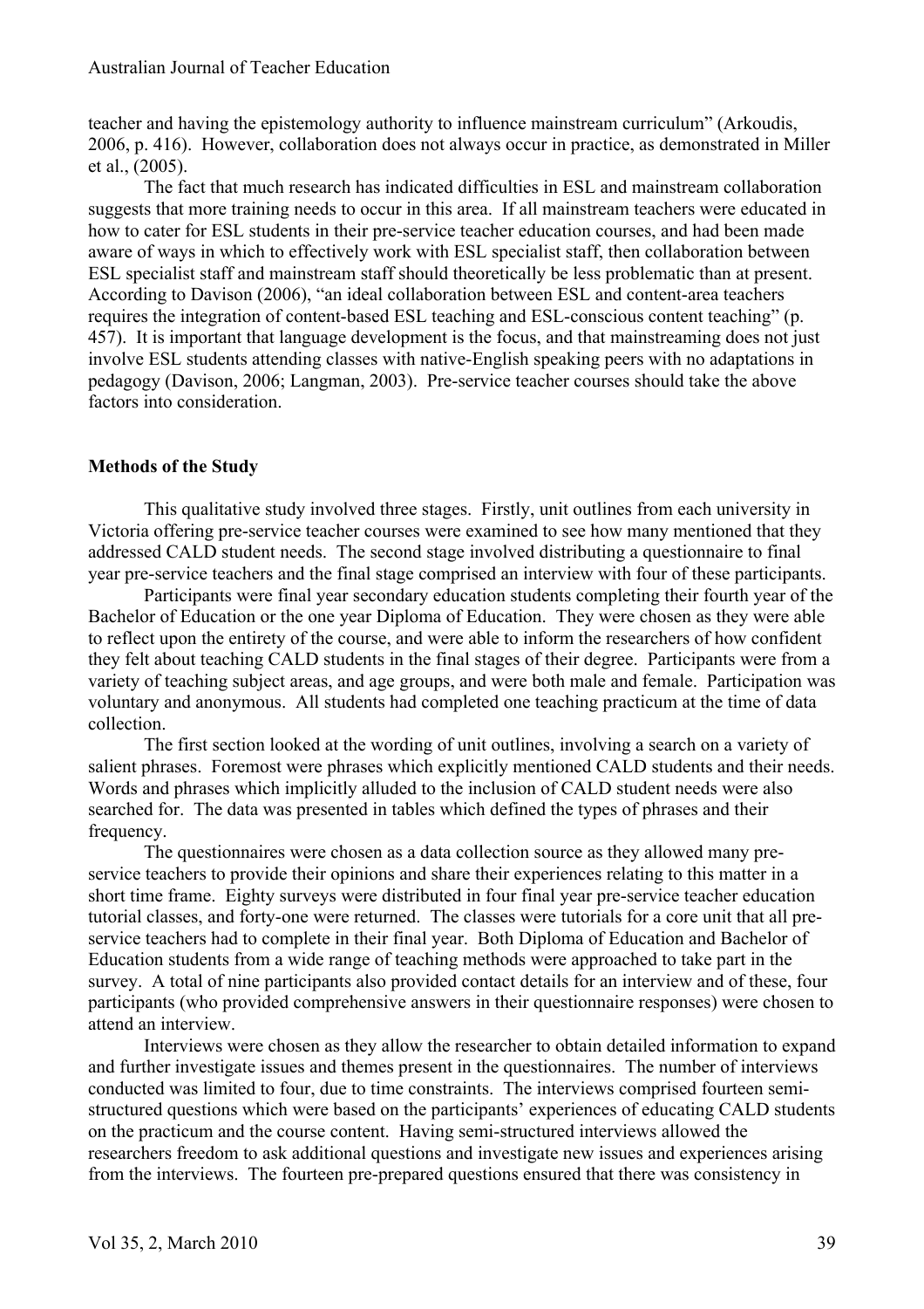teacher and having the epistemology authority to influence mainstream curriculum" (Arkoudis, 2006, p. 416). However, collaboration does not always occur in practice, as demonstrated in Miller et al., (2005).

The fact that much research has indicated difficulties in ESL and mainstream collaboration suggests that more training needs to occur in this area. If all mainstream teachers were educated in how to cater for ESL students in their pre-service teacher education courses, and had been made aware of ways in which to effectively work with ESL specialist staff, then collaboration between ESL specialist staff and mainstream staff should theoretically be less problematic than at present. According to Davison (2006), "an ideal collaboration between ESL and content-area teachers requires the integration of content-based ESL teaching and ESL-conscious content teaching" (p. 457). It is important that language development is the focus, and that mainstreaming does not just involve ESL students attending classes with native-English speaking peers with no adaptations in pedagogy (Davison, 2006; Langman, 2003). Pre-service teacher courses should take the above factors into consideration.

**Methods of the Study**

This qualitative study involved three stages. Firstly, unit outlines from each university in Victoria offering pre-service teacher courses were examined to see how many mentioned that they addressed CALD student needs. The second stage involved distributing a questionnaire to final year pre-service teachers and the final stage comprised an interview with four of these participants.

Participants were final year secondary education students completing their fourth year of the Bachelor of Education or the one year Diploma of Education. They were chosen as they were able to reflect upon the entirety of the course, and were able to inform the researchers of how confident they felt about teaching CALD students in the final stages of their degree. Participants were from a variety of teaching subject areas, and age groups, and were both male and female. Participation was voluntary and anonymous. All students had completed one teaching practicum at the time of data collection.

The first section looked at the wording of unit outlines, involving a search on a variety of salient phrases. Foremost were phrases which explicitly mentioned CALD students and their needs. Words and phrases which implicitly alluded to the inclusion of CALD student needs were also searched for. The data was presented in tables which defined the types of phrases and their frequency.

The questionnaires were chosen as a data collection source as they allowed many pre-service teachers to provide their opinions and share their experiences relating to this matter in a short time frame. Eighty surveys were distributed in four final year pre-service teacher education tutorial classes, and forty-one were returned. The classes were tutorials for a core unit that all pre-service teachers had to complete in their final year. Both Diploma of Education and Bachelor of Education students from a wide range of teaching methods were approached to take part in the survey. A total of nine participants also provided contact details for an interview and of these, four participants (who provided comprehensive answers in their questionnaire responses) were chosen to attend an interview.

Interviews were chosen as they allow the researcher to obtain detailed information to expand and further investigate issues and themes present in the questionnaires. The number of interviews conducted was limited to four, due to time constraints. The interviews comprised fourteen semi-structured questions which were based on the participants' experiences of educating CALD students on the practicum and the course content. Having semi-structured interviews allowed the researchers freedom to ask additional questions and investigate new issues and experiences arising from the interviews. The fourteen pre-prepared questions ensured that there was consistency in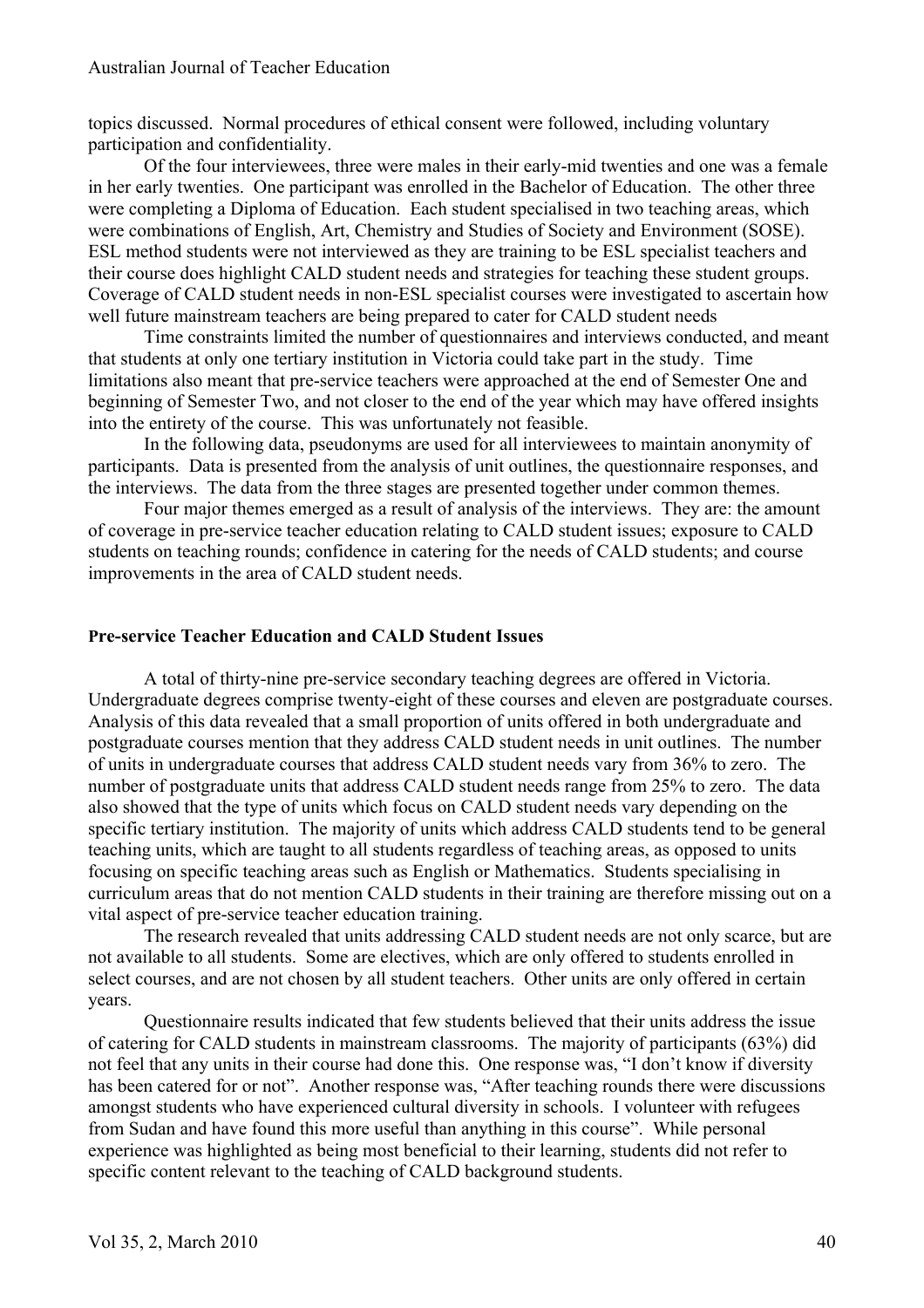topics discussed. Normal procedures of ethical consent were followed, including voluntary participation and confidentiality.

Of the four interviewees, three were males in their early-mid twenties and one was a female in her early twenties. One participant was enrolled in the Bachelor of Education. The other three were completing a Diploma of Education. Each student specialised in two teaching areas, which were combinations of English, Art, Chemistry and Studies of Society and Environment (SOSE). ESL method students were not interviewed as they are training to be ESL specialist teachers and their course does highlight CALD student needs and strategies for teaching these student groups. Coverage of CALD student needs in non-ESL specialist courses were investigated to ascertain how well future mainstream teachers are being prepared to cater for CALD student needs

Time constraints limited the number of questionnaires and interviews conducted, and meant that students at only one tertiary institution in Victoria could take part in the study. Time limitations also meant that pre-service teachers were approached at the end of Semester One and beginning of Semester Two, and not closer to the end of the year which may have offered insights into the entirety of the course. This was unfortunately not feasible.

In the following data, pseudonyms are used for all interviewees to maintain anonymity of participants. Data is presented from the analysis of unit outlines, the questionnaire responses, and the interviews. The data from the three stages are presented together under common themes.

Four major themes emerged as a result of analysis of the interviews. They are: the amount of coverage in pre-service teacher education relating to CALD student issues; exposure to CALD students on teaching rounds; confidence in catering for the needs of CALD students; and course improvements in the area of CALD student needs.

## Pre-service Teacher Education and CALD Student Issues

A total of thirty-nine pre-service secondary teaching degrees are offered in Victoria. Undergraduate degrees comprise twenty-eight of these courses and eleven are postgraduate courses. Analysis of this data revealed that a small proportion of units offered in both undergraduate and postgraduate courses mention that they address CALD student needs in unit outlines. The number of units in undergraduate courses that address CALD student needs vary from 36% to zero. The number of postgraduate units that address CALD student needs range from 25% to zero. The data also showed that the type of units which focus on CALD student needs vary depending on the specific tertiary institution. The majority of units which address CALD students tend to be general teaching units, which are taught to all students regardless of teaching areas, as opposed to units focusing on specific teaching areas such as English or Mathematics. Students specialising in curriculum areas that do not mention CALD students in their training are therefore missing out on a vital aspect of pre-service teacher education training.

The research revealed that units addressing CALD student needs are not only scarce, but are not available to all students. Some are electives, which are only offered to students enrolled in select courses, and are not chosen by all student teachers. Other units are only offered in certain years.

Questionnaire results indicated that few students believed that their units address the issue of catering for CALD students in mainstream classrooms. The majority of participants (63%) did not feel that any units in their course had done this. One response was, "I don't know if diversity has been catered for or not". Another response was, "After teaching rounds there were discussions amongst students who have experienced cultural diversity in schools. I volunteer with refugees from Sudan and have found this more useful than anything in this course". While personal experience was highlighted as being most beneficial to their learning, students did not refer to specific content relevant to the teaching of CALD background students.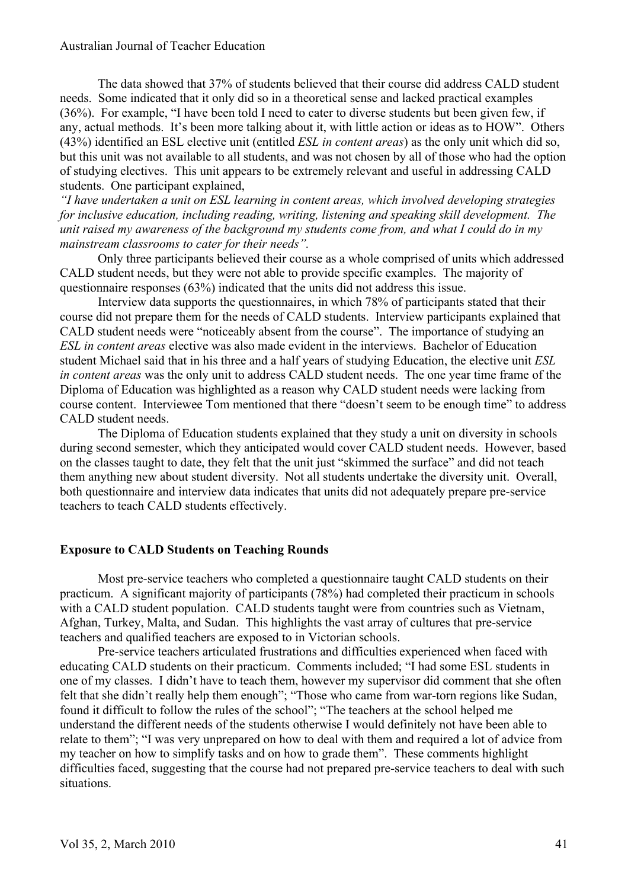The data showed that 37% of students believed that their course did address CALD student needs. Some indicated that it only did so in a theoretical sense and lacked practical examples (36%). For example, "I have been told I need to cater to diverse students but been given few, if any, actual methods. It's been more talking about it, with little action or ideas as to HOW". Others (43%) identified an ESL elective unit (entitled *ESL in content areas*) as the only unit which did so, but this unit was not available to all students, and was not chosen by all of those who had the option of studying electives. This unit appears to be extremely relevant and useful in addressing CALD students. One participant explained,

*"I have undertaken a unit on ESL learning in content areas, which involved developing strategies for inclusive education, including reading, writing, listening and speaking skill development. The unit raised my awareness of the background my students come from, and what I could do in my mainstream classrooms to cater for their needs".*

Only three participants believed their course as a whole comprised of units which addressed CALD student needs, but they were not able to provide specific examples. The majority of questionnaire responses (63%) indicated that the units did not address this issue.

Interview data supports the questionnaires, in which 78% of participants stated that their course did not prepare them for the needs of CALD students. Interview participants explained that CALD student needs were "noticeably absent from the course". The importance of studying an *ESL in content areas* elective was also made evident in the interviews. Bachelor of Education student Michael said that in his three and a half years of studying Education, the elective unit *ESL in content areas* was the only unit to address CALD student needs. The one year time frame of the Diploma of Education was highlighted as a reason why CALD student needs were lacking from course content. Interviewee Tom mentioned that there "doesn't seem to be enough time" to address CALD student needs.

The Diploma of Education students explained that they study a unit on diversity in schools during second semester, which they anticipated would cover CALD student needs. However, based on the classes taught to date, they felt that the unit just "skimmed the surface" and did not teach them anything new about student diversity. Not all students undertake the diversity unit. Overall, both questionnaire and interview data indicates that units did not adequately prepare pre-service teachers to teach CALD students effectively.

## Exposure to CALD Students on Teaching Rounds

Most pre-service teachers who completed a questionnaire taught CALD students on their practicum. A significant majority of participants (78%) had completed their practicum in schools with a CALD student population. CALD students taught were from countries such as Vietnam, Afghan, Turkey, Malta, and Sudan. This highlights the vast array of cultures that pre-service teachers and qualified teachers are exposed to in Victorian schools.

Pre-service teachers articulated frustrations and difficulties experienced when faced with educating CALD students on their practicum. Comments included; "I had some ESL students in one of my classes. I didn't have to teach them, however my supervisor did comment that she often felt that she didn't really help them enough"; "Those who came from war-torn regions like Sudan, found it difficult to follow the rules of the school"; "The teachers at the school helped me understand the different needs of the students otherwise I would definitely not have been able to relate to them"; "I was very unprepared on how to deal with them and required a lot of advice from my teacher on how to simplify tasks and on how to grade them". These comments highlight difficulties faced, suggesting that the course had not prepared pre-service teachers to deal with such situations.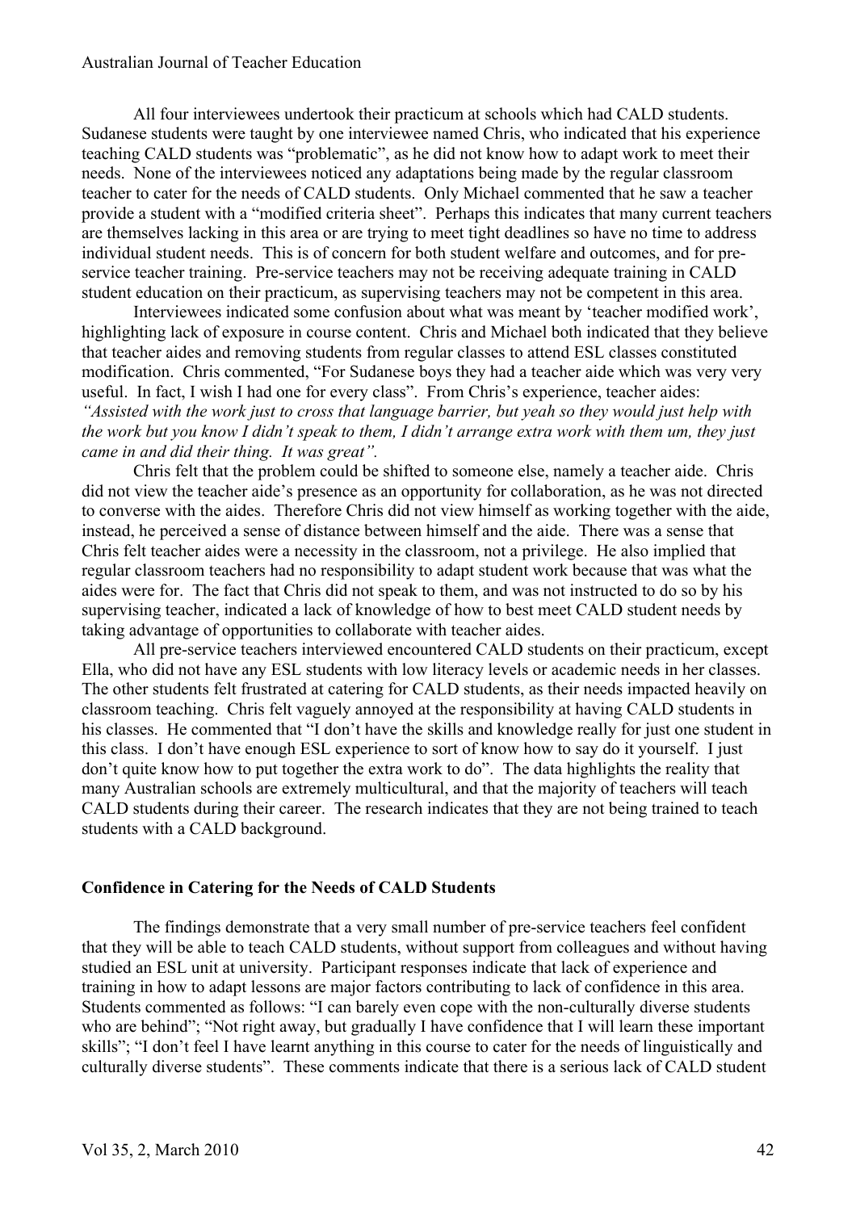All four interviewees undertook their practicum at schools which had CALD students. Sudanese students were taught by one interviewee named Chris, who indicated that his experience teaching CALD students was "problematic", as he did not know how to adapt work to meet their needs. None of the interviewees noticed any adaptations being made by the regular classroom teacher to cater for the needs of CALD students. Only Michael commented that he saw a teacher provide a student with a "modified criteria sheet". Perhaps this indicates that many current teachers are themselves lacking in this area or are trying to meet tight deadlines so have no time to address individual student needs. This is of concern for both student welfare and outcomes, and for pre-service teacher training. Pre-service teachers may not be receiving adequate training in CALD student education on their practicum, as supervising teachers may not be competent in this area.

Interviewees indicated some confusion about what was meant by 'teacher modified work', highlighting lack of exposure in course content. Chris and Michael both indicated that they believe that teacher aides and removing students from regular classes to attend ESL classes constituted modification. Chris commented, "For Sudanese boys they had a teacher aide which was very very useful. In fact, I wish I had one for every class". From Chris's experience, teacher aides: *"Assisted with the work just to cross that language barrier, but yeah so they would just help with the work but you know I didn't speak to them, I didn't arrange extra work with them um, they just came in and did their thing. It was great".*

Chris felt that the problem could be shifted to someone else, namely a teacher aide. Chris did not view the teacher aide's presence as an opportunity for collaboration, as he was not directed to converse with the aides. Therefore Chris did not view himself as working together with the aide, instead, he perceived a sense of distance between himself and the aide. There was a sense that Chris felt teacher aides were a necessity in the classroom, not a privilege. He also implied that regular classroom teachers had no responsibility to adapt student work because that was what the aides were for. The fact that Chris did not speak to them, and was not instructed to do so by his supervising teacher, indicated a lack of knowledge of how to best meet CALD student needs by taking advantage of opportunities to collaborate with teacher aides.

All pre-service teachers interviewed encountered CALD students on their practicum, except Ella, who did not have any ESL students with low literacy levels or academic needs in her classes. The other students felt frustrated at catering for CALD students, as their needs impacted heavily on classroom teaching. Chris felt vaguely annoyed at the responsibility at having CALD students in his classes. He commented that "I don't have the skills and knowledge really for just one student in this class. I don't have enough ESL experience to sort of know how to say do it yourself. I just don't quite know how to put together the extra work to do". The data highlights the reality that many Australian schools are extremely multicultural, and that the majority of teachers will teach CALD students during their career. The research indicates that they are not being trained to teach students with a CALD background.

### Confidence in Catering for the Needs of CALD Students

The findings demonstrate that a very small number of pre-service teachers feel confident that they will be able to teach CALD students, without support from colleagues and without having studied an ESL unit at university. Participant responses indicate that lack of experience and training in how to adapt lessons are major factors contributing to lack of confidence in this area. Students commented as follows: "I can barely even cope with the non-culturally diverse students who are behind"; "Not right away, but gradually I have confidence that I will learn these important skills"; "I don't feel I have learnt anything in this course to cater for the needs of linguistically and culturally diverse students". These comments indicate that there is a serious lack of CALD student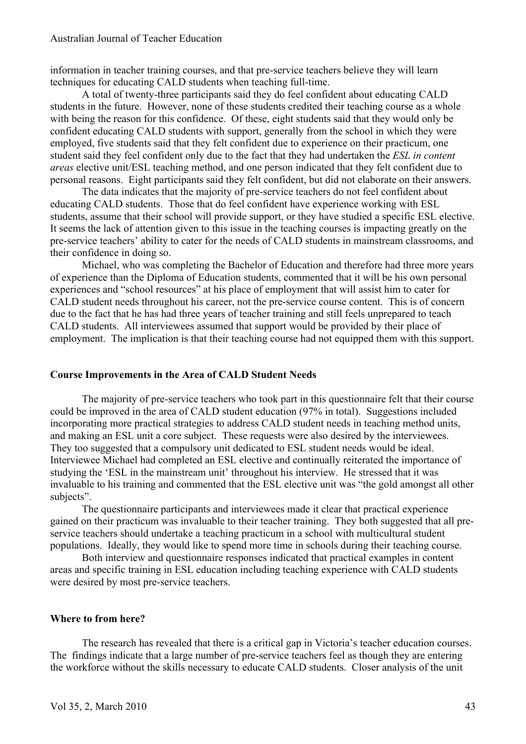information in teacher training courses, and that pre-service teachers believe they will learn techniques for educating CALD students when teaching full-time.

A total of twenty-three participants said they do feel confident about educating CALD students in the future. However, none of these students credited their teaching course as a whole with being the reason for this confidence. Of these, eight students said that they would only be confident educating CALD students with support, generally from the school in which they were employed, five students said that they felt confident due to experience on their practicum, one student said they feel confident only due to the fact that they had undertaken the *ESL in content areas* elective unit/ESL teaching method, and one person indicated that they felt confident due to personal reasons. Eight participants said they felt confident, but did not elaborate on their answers.

The data indicates that the majority of pre-service teachers do not feel confident about educating CALD students. Those that do feel confident have experience working with ESL students, assume that their school will provide support, or they have studied a specific ESL elective. It seems the lack of attention given to this issue in the teaching courses is impacting greatly on the pre-service teachers' ability to cater for the needs of CALD students in mainstream classrooms, and their confidence in doing so.

Michael, who was completing the Bachelor of Education and therefore had three more years of experience than the Diploma of Education students, commented that it will be his own personal experiences and "school resources" at his place of employment that will assist him to cater for CALD student needs throughout his career, not the pre-service course content. This is of concern due to the fact that he has had three years of teacher training and still feels unprepared to teach CALD students. All interviewees assumed that support would be provided by their place of employment. The implication is that their teaching course had not equipped them with this support.

**Course Improvements in the Area of CALD Student Needs**

The majority of pre-service teachers who took part in this questionnaire felt that their course could be improved in the area of CALD student education (97% in total). Suggestions included incorporating more practical strategies to address CALD student needs in teaching method units, and making an ESL unit a core subject. These requests were also desired by the interviewees. They too suggested that a compulsory unit dedicated to ESL student needs would be ideal. Interviewee Michael had completed an ESL elective and continually reiterated the importance of studying the 'ESL in the mainstream unit' throughout his interview. He stressed that it was invaluable to his training and commented that the ESL elective unit was "the gold amongst all other subjects".

The questionnaire participants and interviewees made it clear that practical experience gained on their practicum was invaluable to their teacher training. They both suggested that all pre-service teachers should undertake a teaching practicum in a school with multicultural student populations. Ideally, they would like to spend more time in schools during their teaching course.

Both interview and questionnaire responses indicated that practical examples in content areas and specific training in ESL education including teaching experience with CALD students were desired by most pre-service teachers.

**Where to from here?**

The research has revealed that there is a critical gap in Victoria's teacher education courses. The findings indicate that a large number of pre-service teachers feel as though they are entering the workforce without the skills necessary to educate CALD students. Closer analysis of the unit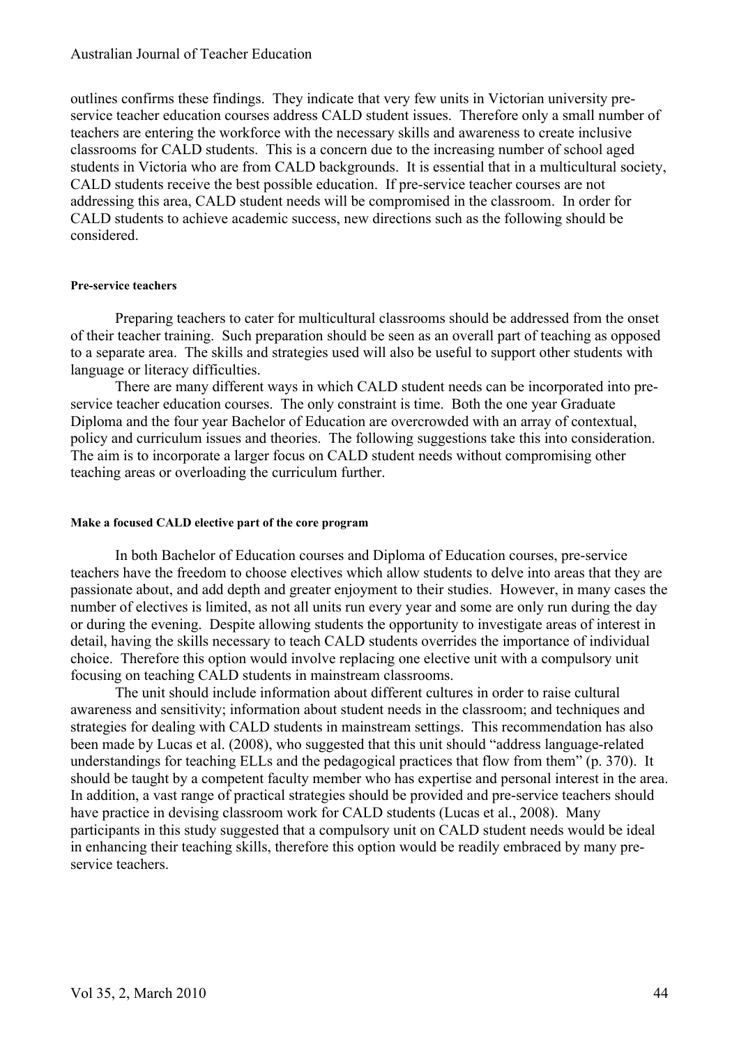outlines confirms these findings. They indicate that very few units in Victorian university pre-service teacher education courses address CALD student issues. Therefore only a small number of teachers are entering the workforce with the necessary skills and awareness to create inclusive classrooms for CALD students. This is a concern due to the increasing number of school aged students in Victoria who are from CALD backgrounds. It is essential that in a multicultural society, CALD students receive the best possible education. If pre-service teacher courses are not addressing this area, CALD student needs will be compromised in the classroom. In order for CALD students to achieve academic success, new directions such as the following should be considered.

#### Pre-service teachers

Preparing teachers to cater for multicultural classrooms should be addressed from the onset of their teacher training. Such preparation should be seen as an overall part of teaching as opposed to a separate area. The skills and strategies used will also be useful to support other students with language or literacy difficulties.

There are many different ways in which CALD student needs can be incorporated into pre-service teacher education courses. The only constraint is time. Both the one year Graduate Diploma and the four year Bachelor of Education are overcrowded with an array of contextual, policy and curriculum issues and theories. The following suggestions take this into consideration. The aim is to incorporate a larger focus on CALD student needs without compromising other teaching areas or overloading the curriculum further.

#### Make a focused CALD elective part of the core program

In both Bachelor of Education courses and Diploma of Education courses, pre-service teachers have the freedom to choose electives which allow students to delve into areas that they are passionate about, and add depth and greater enjoyment to their studies. However, in many cases the number of electives is limited, as not all units run every year and some are only run during the day or during the evening. Despite allowing students the opportunity to investigate areas of interest in detail, having the skills necessary to teach CALD students overrides the importance of individual choice. Therefore this option would involve replacing one elective unit with a compulsory unit focusing on teaching CALD students in mainstream classrooms.

The unit should include information about different cultures in order to raise cultural awareness and sensitivity; information about student needs in the classroom; and techniques and strategies for dealing with CALD students in mainstream settings. This recommendation has also been made by Lucas et al. (2008), who suggested that this unit should "address language-related understandings for teaching ELLs and the pedagogical practices that flow from them" (p. 370). It should be taught by a competent faculty member who has expertise and personal interest in the area. In addition, a vast range of practical strategies should be provided and pre-service teachers should have practice in devising classroom work for CALD students (Lucas et al., 2008). Many participants in this study suggested that a compulsory unit on CALD student needs would be ideal in enhancing their teaching skills, therefore this option would be readily embraced by many pre-service teachers.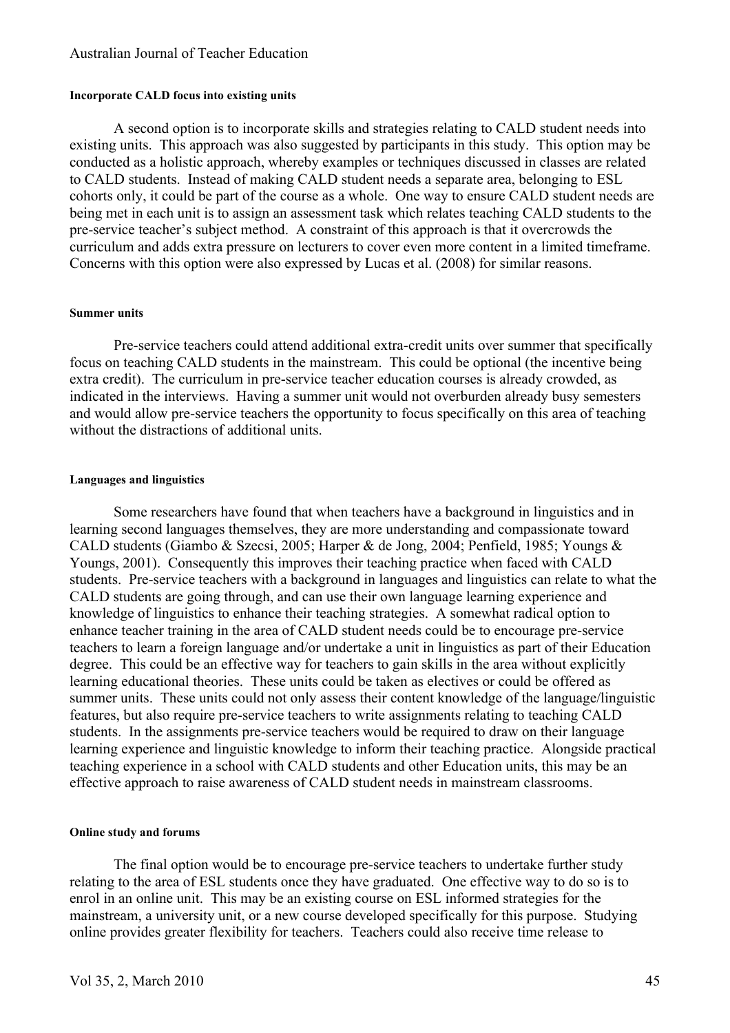#### Incorporate CALD focus into existing units

A second option is to incorporate skills and strategies relating to CALD student needs into existing units. This approach was also suggested by participants in this study. This option may be conducted as a holistic approach, whereby examples or techniques discussed in classes are related to CALD students. Instead of making CALD student needs a separate area, belonging to ESL cohorts only, it could be part of the course as a whole. One way to ensure CALD student needs are being met in each unit is to assign an assessment task which relates teaching CALD students to the pre-service teacher's subject method. A constraint of this approach is that it overcrowds the curriculum and adds extra pressure on lecturers to cover even more content in a limited timeframe. Concerns with this option were also expressed by Lucas et al. (2008) for similar reasons.

#### Summer units

Pre-service teachers could attend additional extra-credit units over summer that specifically focus on teaching CALD students in the mainstream. This could be optional (the incentive being extra credit). The curriculum in pre-service teacher education courses is already crowded, as indicated in the interviews. Having a summer unit would not overburden already busy semesters and would allow pre-service teachers the opportunity to focus specifically on this area of teaching without the distractions of additional units.

#### Languages and linguistics

Some researchers have found that when teachers have a background in linguistics and in learning second languages themselves, they are more understanding and compassionate toward CALD students (Giambo & Szecsi, 2005; Harper & de Jong, 2004; Penfield, 1985; Youngs & Youngs, 2001). Consequently this improves their teaching practice when faced with CALD students. Pre-service teachers with a background in languages and linguistics can relate to what the CALD students are going through, and can use their own language learning experience and knowledge of linguistics to enhance their teaching strategies. A somewhat radical option to enhance teacher training in the area of CALD student needs could be to encourage pre-service teachers to learn a foreign language and/or undertake a unit in linguistics as part of their Education degree. This could be an effective way for teachers to gain skills in the area without explicitly learning educational theories. These units could be taken as electives or could be offered as summer units. These units could not only assess their content knowledge of the language/linguistic features, but also require pre-service teachers to write assignments relating to teaching CALD students. In the assignments pre-service teachers would be required to draw on their language learning experience and linguistic knowledge to inform their teaching practice. Alongside practical teaching experience in a school with CALD students and other Education units, this may be an effective approach to raise awareness of CALD student needs in mainstream classrooms.

#### Online study and forums

The final option would be to encourage pre-service teachers to undertake further study relating to the area of ESL students once they have graduated. One effective way to do so is to enrol in an online unit. This may be an existing course on ESL informed strategies for the mainstream, a university unit, or a new course developed specifically for this purpose. Studying online provides greater flexibility for teachers. Teachers could also receive time release to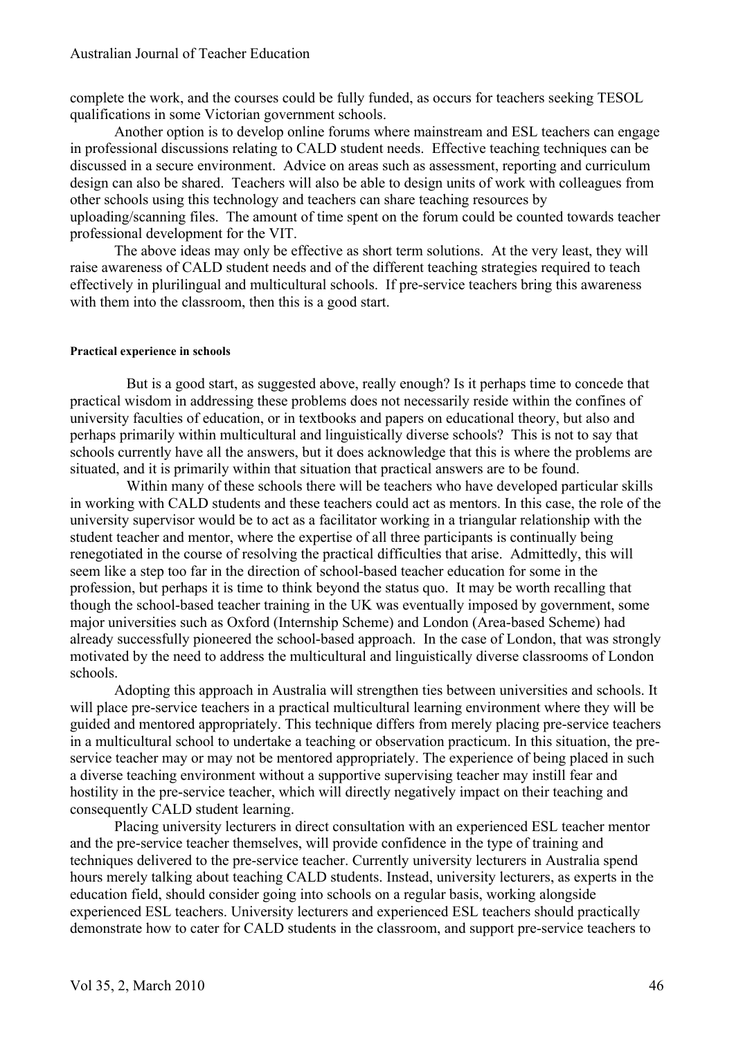complete the work, and the courses could be fully funded, as occurs for teachers seeking TESOL qualifications in some Victorian government schools.

Another option is to develop online forums where mainstream and ESL teachers can engage in professional discussions relating to CALD student needs. Effective teaching techniques can be discussed in a secure environment. Advice on areas such as assessment, reporting and curriculum design can also be shared. Teachers will also be able to design units of work with colleagues from other schools using this technology and teachers can share teaching resources by uploading/scanning files. The amount of time spent on the forum could be counted towards teacher professional development for the VIT.

The above ideas may only be effective as short term solutions. At the very least, they will raise awareness of CALD student needs and of the different teaching strategies required to teach effectively in plurilingual and multicultural schools. If pre-service teachers bring this awareness with them into the classroom, then this is a good start.

#### Practical experience in schools

But is a good start, as suggested above, really enough? Is it perhaps time to concede that practical wisdom in addressing these problems does not necessarily reside within the confines of university faculties of education, or in textbooks and papers on educational theory, but also and perhaps primarily within multicultural and linguistically diverse schools? This is not to say that schools currently have all the answers, but it does acknowledge that this is where the problems are situated, and it is primarily within that situation that practical answers are to be found.

Within many of these schools there will be teachers who have developed particular skills in working with CALD students and these teachers could act as mentors. In this case, the role of the university supervisor would be to act as a facilitator working in a triangular relationship with the student teacher and mentor, where the expertise of all three participants is continually being renegotiated in the course of resolving the practical difficulties that arise. Admittedly, this will seem like a step too far in the direction of school-based teacher education for some in the profession, but perhaps it is time to think beyond the status quo. It may be worth recalling that though the school-based teacher training in the UK was eventually imposed by government, some major universities such as Oxford (Internship Scheme) and London (Area-based Scheme) had already successfully pioneered the school-based approach. In the case of London, that was strongly motivated by the need to address the multicultural and linguistically diverse classrooms of London schools.

Adopting this approach in Australia will strengthen ties between universities and schools. It will place pre-service teachers in a practical multicultural learning environment where they will be guided and mentored appropriately. This technique differs from merely placing pre-service teachers in a multicultural school to undertake a teaching or observation practicum. In this situation, the pre-service teacher may or may not be mentored appropriately. The experience of being placed in such a diverse teaching environment without a supportive supervising teacher may instill fear and hostility in the pre-service teacher, which will directly negatively impact on their teaching and consequently CALD student learning.

Placing university lecturers in direct consultation with an experienced ESL teacher mentor and the pre-service teacher themselves, will provide confidence in the type of training and techniques delivered to the pre-service teacher. Currently university lecturers in Australia spend hours merely talking about teaching CALD students. Instead, university lecturers, as experts in the education field, should consider going into schools on a regular basis, working alongside experienced ESL teachers. University lecturers and experienced ESL teachers should practically demonstrate how to cater for CALD students in the classroom, and support pre-service teachers to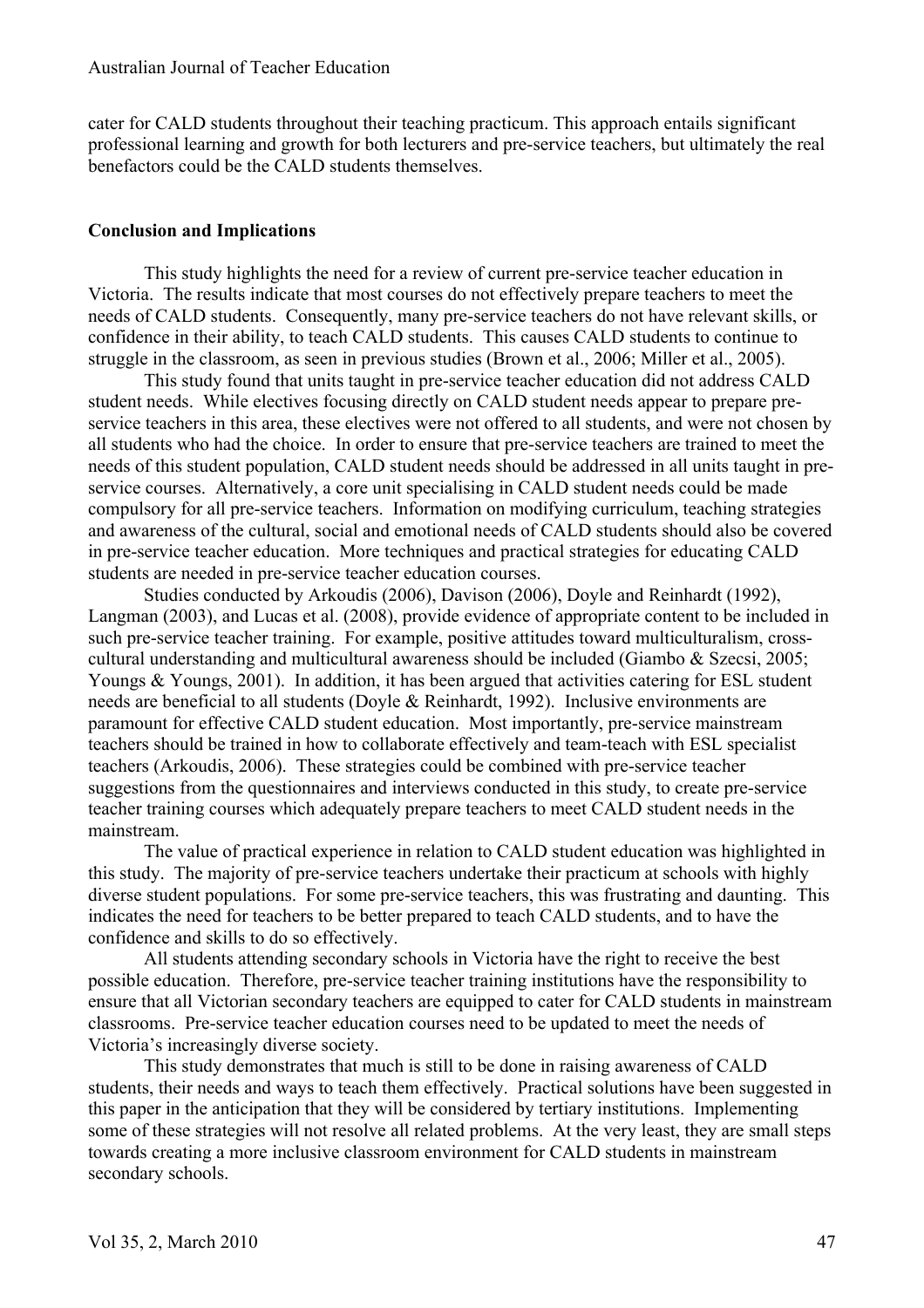cater for CALD students throughout their teaching practicum. This approach entails significant professional learning and growth for both lecturers and pre-service teachers, but ultimately the real benefactors could be the CALD students themselves.

## Conclusion and Implications

This study highlights the need for a review of current pre-service teacher education in Victoria. The results indicate that most courses do not effectively prepare teachers to meet the needs of CALD students. Consequently, many pre-service teachers do not have relevant skills, or confidence in their ability, to teach CALD students. This causes CALD students to continue to struggle in the classroom, as seen in previous studies (Brown et al., 2006; Miller et al., 2005).

This study found that units taught in pre-service teacher education did not address CALD student needs. While electives focusing directly on CALD student needs appear to prepare pre-service teachers in this area, these electives were not offered to all students, and were not chosen by all students who had the choice. In order to ensure that pre-service teachers are trained to meet the needs of this student population, CALD student needs should be addressed in all units taught in pre-service courses. Alternatively, a core unit specialising in CALD student needs could be made compulsory for all pre-service teachers. Information on modifying curriculum, teaching strategies and awareness of the cultural, social and emotional needs of CALD students should also be covered in pre-service teacher education. More techniques and practical strategies for educating CALD students are needed in pre-service teacher education courses.

Studies conducted by Arkoudis (2006), Davison (2006), Doyle and Reinhardt (1992), Langman (2003), and Lucas et al. (2008), provide evidence of appropriate content to be included in such pre-service teacher training. For example, positive attitudes toward multiculturalism, cross-cultural understanding and multicultural awareness should be included (Giambo & Szecsi, 2005; Youngs & Youngs, 2001). In addition, it has been argued that activities catering for ESL student needs are beneficial to all students (Doyle & Reinhardt, 1992). Inclusive environments are paramount for effective CALD student education. Most importantly, pre-service mainstream teachers should be trained in how to collaborate effectively and team-teach with ESL specialist teachers (Arkoudis, 2006). These strategies could be combined with pre-service teacher suggestions from the questionnaires and interviews conducted in this study, to create pre-service teacher training courses which adequately prepare teachers to meet CALD student needs in the mainstream.

The value of practical experience in relation to CALD student education was highlighted in this study. The majority of pre-service teachers undertake their practicum at schools with highly diverse student populations. For some pre-service teachers, this was frustrating and daunting. This indicates the need for teachers to be better prepared to teach CALD students, and to have the confidence and skills to do so effectively.

All students attending secondary schools in Victoria have the right to receive the best possible education. Therefore, pre-service teacher training institutions have the responsibility to ensure that all Victorian secondary teachers are equipped to cater for CALD students in mainstream classrooms. Pre-service teacher education courses need to be updated to meet the needs of Victoria's increasingly diverse society.

This study demonstrates that much is still to be done in raising awareness of CALD students, their needs and ways to teach them effectively. Practical solutions have been suggested in this paper in the anticipation that they will be considered by tertiary institutions. Implementing some of these strategies will not resolve all related problems. At the very least, they are small steps towards creating a more inclusive classroom environment for CALD students in mainstream secondary schools.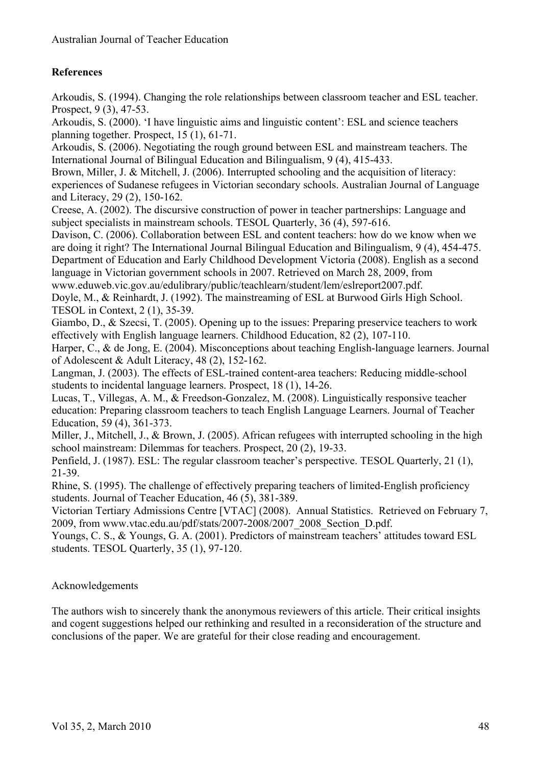### References

Arkoudis, S. (1994). Changing the role relationships between classroom teacher and ESL teacher. Prospect, 9 (3), 47-53.

Arkoudis, S. (2000). 'I have linguistic aims and linguistic content': ESL and science teachers planning together. Prospect, 15 (1), 61-71.

Arkoudis, S. (2006). Negotiating the rough ground between ESL and mainstream teachers. The International Journal of Bilingual Education and Bilingualism, 9 (4), 415-433.

Brown, Miller, J. & Mitchell, J. (2006). Interrupted schooling and the acquisition of literacy: experiences of Sudanese refugees in Victorian secondary schools. Australian Journal of Language and Literacy, 29 (2), 150-162.

Creese, A. (2002). The discursive construction of power in teacher partnerships: Language and subject specialists in mainstream schools. TESOL Quarterly, 36 (4), 597-616.

Davison, C. (2006). Collaboration between ESL and content teachers: how do we know when we are doing it right? The International Journal Bilingual Education and Bilingualism, 9 (4), 454-475.

Department of Education and Early Childhood Development Victoria (2008). English as a second language in Victorian government schools in 2007. Retrieved on March 28, 2009, from www.eduweb.vic.gov.au/edulibrary/public/teachlearn/student/lem/eslreport2007.pdf.

Doyle, M., & Reinhardt, J. (1992). The mainstreaming of ESL at Burwood Girls High School. TESOL in Context, 2 (1), 35-39.

Giambo, D., & Szecsi, T. (2005). Opening up to the issues: Preparing preservice teachers to work effectively with English language learners. Childhood Education, 82 (2), 107-110.

Harper, C., & de Jong, E. (2004). Misconceptions about teaching English-language learners. Journal of Adolescent & Adult Literacy, 48 (2), 152-162.

Langman, J. (2003). The effects of ESL-trained content-area teachers: Reducing middle-school students to incidental language learners. Prospect, 18 (1), 14-26.

Lucas, T., Villegas, A. M., & Freedson-Gonzalez, M. (2008). Linguistically responsive teacher education: Preparing classroom teachers to teach English Language Learners. Journal of Teacher Education, 59 (4), 361-373.

Miller, J., Mitchell, J., & Brown, J. (2005). African refugees with interrupted schooling in the high school mainstream: Dilemmas for teachers. Prospect, 20 (2), 19-33.

Penfield, J. (1987). ESL: The regular classroom teacher's perspective. TESOL Quarterly, 21 (1), 21-39.

Rhine, S. (1995). The challenge of effectively preparing teachers of limited-English proficiency students. Journal of Teacher Education, 46 (5), 381-389.

Victorian Tertiary Admissions Centre [VTAC] (2008). Annual Statistics. Retrieved on February 7, 2009, from www.vtac.edu.au/pdf/stats/2007-2008/2007_2008_Section_D.pdf.

Youngs, C. S., & Youngs, G. A. (2001). Predictors of mainstream teachers' attitudes toward ESL students. TESOL Quarterly, 35 (1), 97-120.

Acknowledgements

The authors wish to sincerely thank the anonymous reviewers of this article. Their critical insights and cogent suggestions helped our rethinking and resulted in a reconsideration of the structure and conclusions of the paper. We are grateful for their close reading and encouragement.